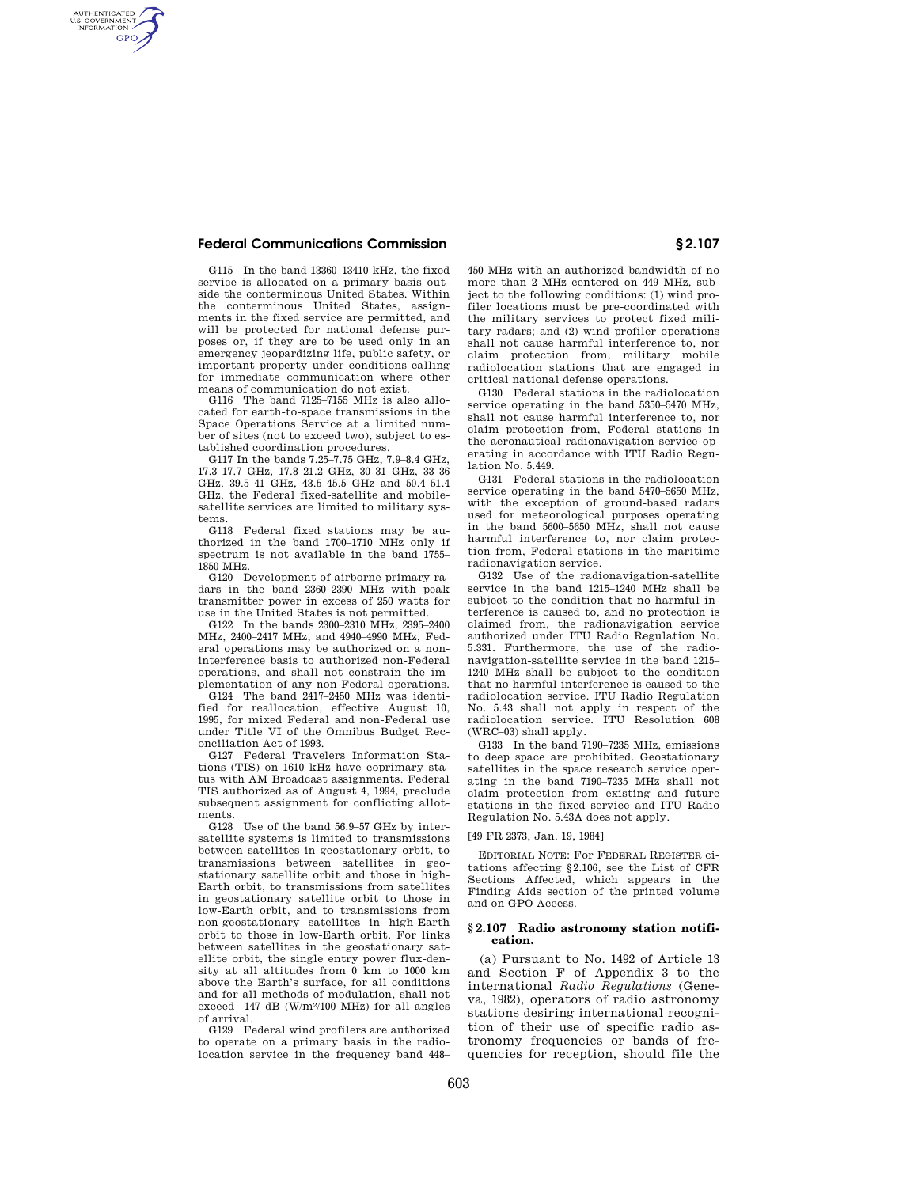G115 In the band 13360–13410 kHz, the fixed service is allocated on a primary basis outside the conterminous United States. Within the conterminous United States, assignments in the fixed service are permitted, and will be protected for national defense purposes or, if they are to be used only in an emergency jeopardizing life, public safety, or important property under conditions calling for immediate communication where other means of communication do not exist.

G116 The band 7125–7155 MHz is also allocated for earth-to-space transmissions in the Space Operations Service at a limited number of sites (not to exceed two), subject to established coordination procedures.

G117 In the bands 7.25–7.75 GHz, 7.9–8.4 GHz, 17.3–17.7 GHz, 17.8–21.2 GHz, 30–31 GHz, 33–36 GHz, 39.5–41 GHz, 43.5–45.5 GHz and 50.4–51.4 GHz, the Federal fixed-satellite and mobile-satellite services are limited to military systems.

G118 Federal fixed stations may be authorized in the band 1700–1710 MHz only if spectrum is not available in the band 1755–1850 MHz.

G120 Development of airborne primary radars in the band 2360–2390 MHz with peak transmitter power in excess of 250 watts for use in the United States is not permitted.

G122 In the bands 2300–2310 MHz, 2395–2400 MHz, 2400–2417 MHz, and 4940–4990 MHz, Federal operations may be authorized on a non-interference basis to authorized non-Federal operations, and shall not constrain the implementation of any non-Federal operations.

G124 The band 2417–2450 MHz was identified for reallocation, effective August 10, 1995, for mixed Federal and non-Federal use under Title VI of the Omnibus Budget Reconciliation Act of 1993.

G127 Federal Travelers Information Stations (TIS) on 1610 kHz have coprimary status with AM Broadcast assignments. Federal TIS authorized as of August 4, 1994, preclude subsequent assignment for conflicting allotments.

G128 Use of the band 56.9–57 GHz by inter-satellite systems is limited to transmissions between satellites in geostationary orbit, to transmissions between satellites in geostationary satellite orbit and those in high-Earth orbit, to transmissions from satellites in geostationary satellite orbit to those in low-Earth orbit, and to transmissions from non-geostationary satellites in high-Earth orbit to those in low-Earth orbit. For links between satellites in the geostationary satellite orbit, the single entry power flux-density at all altitudes from 0 km to 1000 km above the Earth's surface, for all conditions and for all methods of modulation, shall not exceed –147 dB ($W/m^2/100$ MHz) for all angles of arrival.

G129 Federal wind profilers are authorized to operate on a primary basis in the radiolocation service in the frequency band 448–450 MHz with an authorized bandwidth of no more than 2 MHz centered on 449 MHz, subject to the following conditions: (1) wind profiler locations must be pre-coordinated with the military services to protect fixed military radars; and (2) wind profiler operations shall not cause harmful interference to, nor claim protection from, military mobile radiolocation stations that are engaged in critical national defense operations.

G130 Federal stations in the radiolocation service operating in the band 5350–5470 MHz, shall not cause harmful interference to, nor claim protection from, Federal stations in the aeronautical radionavigation service operating in accordance with ITU Radio Regulation No. 5.449.

G131 Federal stations in the radiolocation service operating in the band 5470–5650 MHz, with the exception of ground-based radars used for meteorological purposes operating in the band 5600–5650 MHz, shall not cause harmful interference to, nor claim protection from, Federal stations in the maritime radionavigation service.

G132 Use of the radionavigation-satellite service in the band 1215–1240 MHz shall be subject to the condition that no harmful interference is caused to, and no protection is claimed from, the radionavigation service authorized under ITU Radio Regulation No. 5.331. Furthermore, the use of the radionavigation-satellite service in the band 1215–1240 MHz shall be subject to the condition that no harmful interference is caused to the radiolocation service. ITU Radio Regulation No. 5.43 shall not apply in respect of the radiolocation service. ITU Resolution 608 (WRC–03) shall apply.

G133 In the band 7190–7235 MHz, emissions to deep space are prohibited. Geostationary satellites in the space research service operating in the band 7190–7235 MHz shall not claim protection from existing and future stations in the fixed service and ITU Radio Regulation No. 5.43A does not apply.

[49 FR 2373, Jan. 19, 1984]

EDITORIAL NOTE: For FEDERAL REGISTER citations affecting §2.106, see the List of CFR Sections Affected, which appears in the Finding Aids section of the printed volume and on GPO Access.

## § 2.107 Radio astronomy station notification.

(a) Pursuant to No. 1492 of Article 13 and Section F of Appendix 3 to the international *Radio Regulations* (Geneva, 1982), operators of radio astronomy stations desiring international recognition of their use of specific radio astronomy frequencies or bands of frequencies for reception, should file the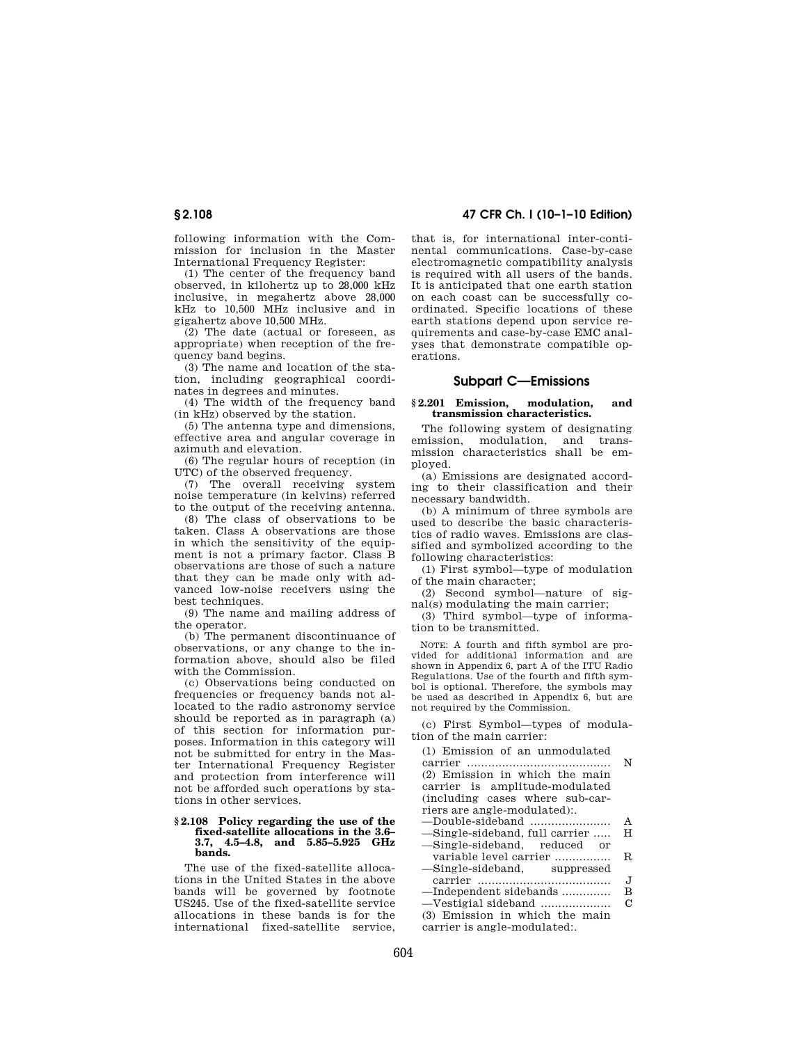following information with the Commission for inclusion in the Master International Frequency Register:

(1) The center of the frequency band observed, in kilohertz up to 28,000 kHz inclusive, in megahertz above 28,000 kHz to 10,500 MHz inclusive and in gigahertz above 10,500 MHz.

(2) The date (actual or foreseen, as appropriate) when reception of the frequency band begins.

(3) The name and location of the station, including geographical coordinates in degrees and minutes.

(4) The width of the frequency band (in kHz) observed by the station.

(5) The antenna type and dimensions, effective area and angular coverage in azimuth and elevation.

(6) The regular hours of reception (in UTC) of the observed frequency.

(7) The overall receiving system noise temperature (in kelvins) referred to the output of the receiving antenna.

(8) The class of observations to be taken. Class A observations are those in which the sensitivity of the equipment is not a primary factor. Class B observations are those of such a nature that they can be made only with advanced low-noise receivers using the best techniques.

(9) The name and mailing address of the operator.

(b) The permanent discontinuance of observations, or any change to the information above, should also be filed with the Commission.

(c) Observations being conducted on frequencies or frequency bands not allocated to the radio astronomy service should be reported as in paragraph (a) of this section for information purposes. Information in this category will not be submitted for entry in the Master International Frequency Register and protection from interference will not be afforded such operations by stations in other services.

### § 2.108 Policy regarding the use of the fixed-satellite allocations in the 3.6–3.7, 4.5–4.8, and 5.85–5.925 GHz bands.

The use of the fixed-satellite allocations in the United States in the above bands will be governed by footnote US245. Use of the fixed-satellite service allocations in these bands is for the international fixed-satellite service, that is, for international inter-continental communications. Case-by-case electromagnetic compatibility analysis is required with all users of the bands. It is anticipated that one earth station on each coast can be successfully coordinated. Specific locations of these earth stations depend upon service requirements and case-by-case EMC analyses that demonstrate compatible operations.

## Subpart C—Emissions

### § 2.201 Emission, modulation, and transmission characteristics.

The following system of designating emission, modulation, and transmission characteristics shall be employed.

(a) Emissions are designated according to their classification and their necessary bandwidth.

(b) A minimum of three symbols are used to describe the basic characteristics of radio waves. Emissions are classified and symbolized according to the following characteristics:

(1) First symbol—type of modulation of the main character;

(2) Second symbol—nature of signal(s) modulating the main carrier;

(3) Third symbol—type of information to be transmitted.

NOTE: A fourth and fifth symbol are provided for additional information and are shown in Appendix 6, part A of the ITU Radio Regulations. Use of the fourth and fifth symbol is optional. Therefore, the symbols may be used as described in Appendix 6, but are not required by the Commission.

(c) First Symbol—types of modulation of the main carrier:

(1) Emission of an unmodulated carrier ........................................ N

(2) Emission in which the main carrier is amplitude-modulated (including cases where sub-carriers are angle-modulated):.

—Double-sideband ........................ A

—Single-sideband, full carrier ..... H

—Single-sideband, reduced or variable level carrier ................ R

—Single-sideband, suppressed carrier ...................................... J

—Independent sidebands .............. B

—Vestigial sideband .................... C

(3) Emission in which the main carrier is angle-modulated:.